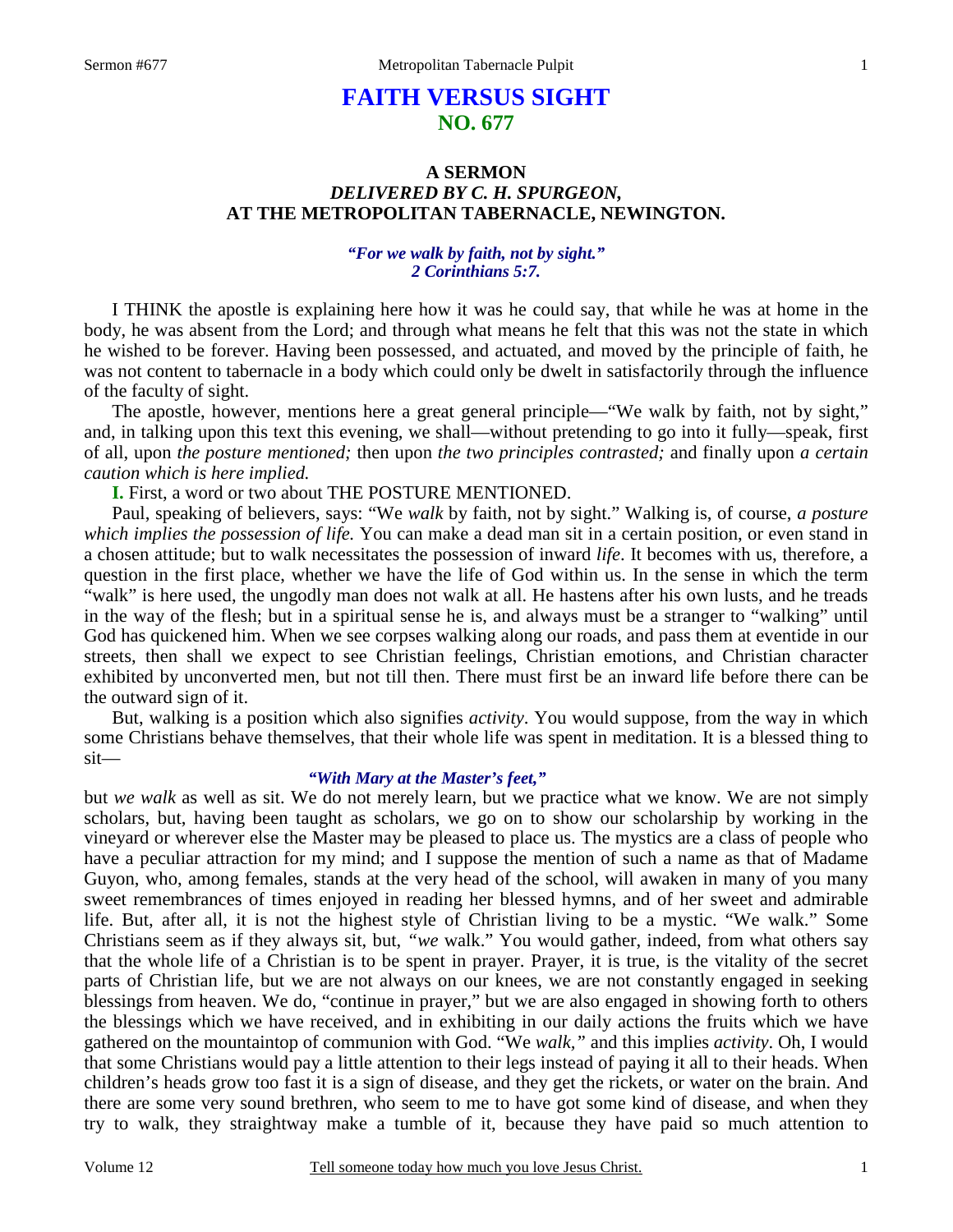# FAITH VERSUS SIGHT
## NO. 677

### A SERMON
### *DELIVERED BY C. H. SPURGEON,*
### AT THE METROPOLITAN TABERNACLE, NEWINGTON.

*"For we walk by faith, not by sight."*
*2 Corinthians 5:7.*

I THINK the apostle is explaining here how it was he could say, that while he was at home in the body, he was absent from the Lord; and through what means he felt that this was not the state in which he wished to be forever. Having been possessed, and actuated, and moved by the principle of faith, he was not content to tabernacle in a body which could only be dwelt in satisfactorily through the influence of the faculty of sight.

The apostle, however, mentions here a great general principle—"We walk by faith, not by sight," and, in talking upon this text this evening, we shall—without pretending to go into it fully—speak, first of all, upon *the posture mentioned;* then upon *the two principles contrasted;* and finally upon *a certain caution which is here implied.*

**I.** First, a word or two about THE POSTURE MENTIONED.

Paul, speaking of believers, says: "We *walk* by faith, not by sight." Walking is, of course, *a posture which implies the possession of life.* You can make a dead man sit in a certain position, or even stand in a chosen attitude; but to walk necessitates the possession of inward *life*. It becomes with us, therefore, a question in the first place, whether we have the life of God within us. In the sense in which the term "walk" is here used, the ungodly man does not walk at all. He hastens after his own lusts, and he treads in the way of the flesh; but in a spiritual sense he is, and always must be a stranger to "walking" until God has quickened him. When we see corpses walking along our roads, and pass them at eventide in our streets, then shall we expect to see Christian feelings, Christian emotions, and Christian character exhibited by unconverted men, but not till then. There must first be an inward life before there can be the outward sign of it.

But, walking is a position which also signifies *activity*. You would suppose, from the way in which some Christians behave themselves, that their whole life was spent in meditation. It is a blessed thing to sit—

*"With Mary at the Master's feet,"*

but *we walk* as well as sit. We do not merely learn, but we practice what we know. We are not simply scholars, but, having been taught as scholars, we go on to show our scholarship by working in the vineyard or wherever else the Master may be pleased to place us. The mystics are a class of people who have a peculiar attraction for my mind; and I suppose the mention of such a name as that of Madame Guyon, who, among females, stands at the very head of the school, will awaken in many of you many sweet remembrances of times enjoyed in reading her blessed hymns, and of her sweet and admirable life. But, after all, it is not the highest style of Christian living to be a mystic. "We walk." Some Christians seem as if they always sit, but, *"we* walk." You would gather, indeed, from what others say that the whole life of a Christian is to be spent in prayer. Prayer, it is true, is the vitality of the secret parts of Christian life, but we are not always on our knees, we are not constantly engaged in seeking blessings from heaven. We do, "continue in prayer," but we are also engaged in showing forth to others the blessings which we have received, and in exhibiting in our daily actions the fruits which we have gathered on the mountaintop of communion with God. "We *walk,"* and this implies *activity*. Oh, I would that some Christians would pay a little attention to their legs instead of paying it all to their heads. When children's heads grow too fast it is a sign of disease, and they get the rickets, or water on the brain. And there are some very sound brethren, who seem to me to have got some kind of disease, and when they try to walk, they straightway make a tumble of it, because they have paid so much attention to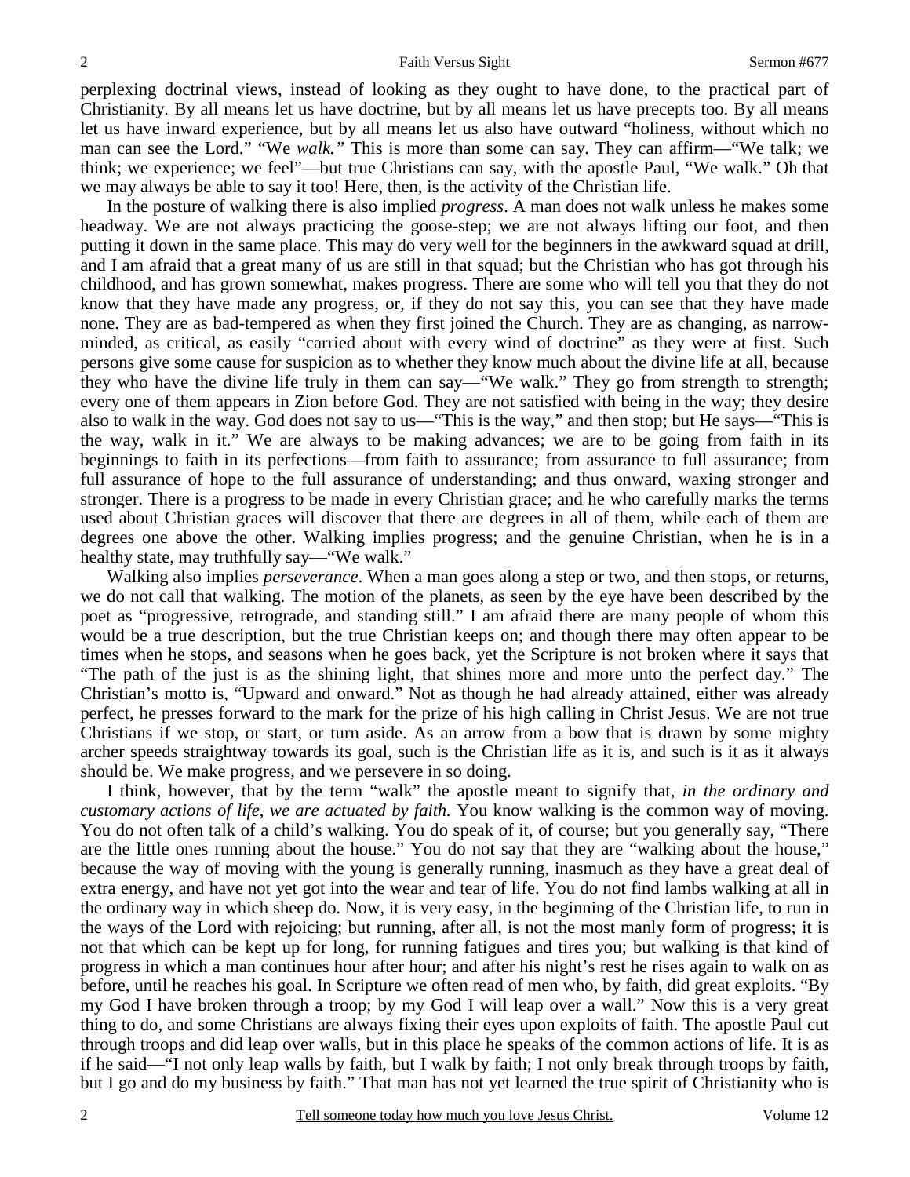perplexing doctrinal views, instead of looking as they ought to have done, to the practical part of Christianity. By all means let us have doctrine, but by all means let us have precepts too. By all means let us have inward experience, but by all means let us also have outward "holiness, without which no man can see the Lord." "We *walk."* This is more than some can say. They can affirm—"We talk; we think; we experience; we feel"—but true Christians can say, with the apostle Paul, "We walk." Oh that we may always be able to say it too! Here, then, is the activity of the Christian life.

In the posture of walking there is also implied *progress*. A man does not walk unless he makes some headway. We are not always practicing the goose-step; we are not always lifting our foot, and then putting it down in the same place. This may do very well for the beginners in the awkward squad at drill, and I am afraid that a great many of us are still in that squad; but the Christian who has got through his childhood, and has grown somewhat, makes progress. There are some who will tell you that they do not know that they have made any progress, or, if they do not say this, you can see that they have made none. They are as bad-tempered as when they first joined the Church. They are as changing, as narrow-minded, as critical, as easily "carried about with every wind of doctrine" as they were at first. Such persons give some cause for suspicion as to whether they know much about the divine life at all, because they who have the divine life truly in them can say—"We walk." They go from strength to strength; every one of them appears in Zion before God. They are not satisfied with being in the way; they desire also to walk in the way. God does not say to us—"This is the way," and then stop; but He says—"This is the way, walk in it." We are always to be making advances; we are to be going from faith in its beginnings to faith in its perfections—from faith to assurance; from assurance to full assurance; from full assurance of hope to the full assurance of understanding; and thus onward, waxing stronger and stronger. There is a progress to be made in every Christian grace; and he who carefully marks the terms used about Christian graces will discover that there are degrees in all of them, while each of them are degrees one above the other. Walking implies progress; and the genuine Christian, when he is in a healthy state, may truthfully say—"We walk."

Walking also implies *perseverance*. When a man goes along a step or two, and then stops, or returns, we do not call that walking. The motion of the planets, as seen by the eye have been described by the poet as "progressive, retrograde, and standing still." I am afraid there are many people of whom this would be a true description, but the true Christian keeps on; and though there may often appear to be times when he stops, and seasons when he goes back, yet the Scripture is not broken where it says that "The path of the just is as the shining light, that shines more and more unto the perfect day." The Christian's motto is, "Upward and onward." Not as though he had already attained, either was already perfect, he presses forward to the mark for the prize of his high calling in Christ Jesus. We are not true Christians if we stop, or start, or turn aside. As an arrow from a bow that is drawn by some mighty archer speeds straightway towards its goal, such is the Christian life as it is, and such is it as it always should be. We make progress, and we persevere in so doing.

I think, however, that by the term "walk" the apostle meant to signify that, *in the ordinary and customary actions of life, we are actuated by faith.* You know walking is the common way of moving. You do not often talk of a child's walking. You do speak of it, of course; but you generally say, "There are the little ones running about the house." You do not say that they are "walking about the house," because the way of moving with the young is generally running, inasmuch as they have a great deal of extra energy, and have not yet got into the wear and tear of life. You do not find lambs walking at all in the ordinary way in which sheep do. Now, it is very easy, in the beginning of the Christian life, to run in the ways of the Lord with rejoicing; but running, after all, is not the most manly form of progress; it is not that which can be kept up for long, for running fatigues and tires you; but walking is that kind of progress in which a man continues hour after hour; and after his night's rest he rises again to walk on as before, until he reaches his goal. In Scripture we often read of men who, by faith, did great exploits. "By my God I have broken through a troop; by my God I will leap over a wall." Now this is a very great thing to do, and some Christians are always fixing their eyes upon exploits of faith. The apostle Paul cut through troops and did leap over walls, but in this place he speaks of the common actions of life. It is as if he said—"I not only leap walls by faith, but I walk by faith; I not only break through troops by faith, but I go and do my business by faith." That man has not yet learned the true spirit of Christianity who is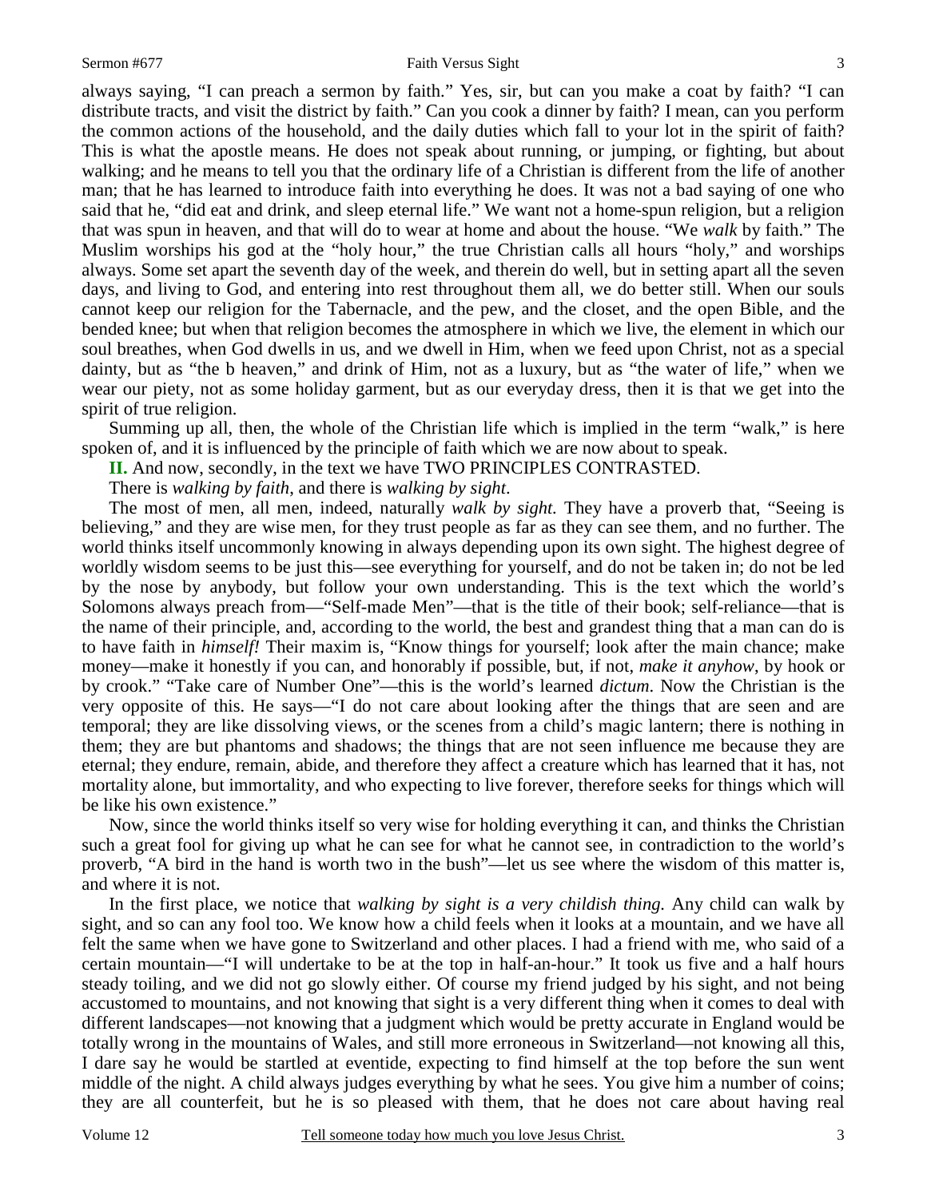always saying, "I can preach a sermon by faith." Yes, sir, but can you make a coat by faith? "I can distribute tracts, and visit the district by faith." Can you cook a dinner by faith? I mean, can you perform the common actions of the household, and the daily duties which fall to your lot in the spirit of faith? This is what the apostle means. He does not speak about running, or jumping, or fighting, but about walking; and he means to tell you that the ordinary life of a Christian is different from the life of another man; that he has learned to introduce faith into everything he does. It was not a bad saying of one who said that he, "did eat and drink, and sleep eternal life." We want not a home-spun religion, but a religion that was spun in heaven, and that will do to wear at home and about the house. "We *walk* by faith." The Muslim worships his god at the "holy hour," the true Christian calls all hours "holy," and worships always. Some set apart the seventh day of the week, and therein do well, but in setting apart all the seven days, and living to God, and entering into rest throughout them all, we do better still. When our souls cannot keep our religion for the Tabernacle, and the pew, and the closet, and the open Bible, and the bended knee; but when that religion becomes the atmosphere in which we live, the element in which our soul breathes, when God dwells in us, and we dwell in Him, when we feed upon Christ, not as a special dainty, but as "the b heaven," and drink of Him, not as a luxury, but as "the water of life," when we wear our piety, not as some holiday garment, but as our everyday dress, then it is that we get into the spirit of true religion.

Summing up all, then, the whole of the Christian life which is implied in the term "walk," is here spoken of, and it is influenced by the principle of faith which we are now about to speak.

**II.** And now, secondly, in the text we have TWO PRINCIPLES CONTRASTED.

There is *walking by faith*, and there is *walking by sight*.

The most of men, all men, indeed, naturally *walk by sight.* They have a proverb that, "Seeing is believing," and they are wise men, for they trust people as far as they can see them, and no further. The world thinks itself uncommonly knowing in always depending upon its own sight. The highest degree of worldly wisdom seems to be just this—see everything for yourself, and do not be taken in; do not be led by the nose by anybody, but follow your own understanding. This is the text which the world's Solomons always preach from—"Self-made Men"—that is the title of their book; self-reliance—that is the name of their principle, and, according to the world, the best and grandest thing that a man can do is to have faith in *himself!* Their maxim is, "Know things for yourself; look after the main chance; make money—make it honestly if you can, and honorably if possible, but, if not, *make it anyhow*, by hook or by crook." "Take care of Number One"—this is the world's learned *dictum*. Now the Christian is the very opposite of this. He says—"I do not care about looking after the things that are seen and are temporal; they are like dissolving views, or the scenes from a child's magic lantern; there is nothing in them; they are but phantoms and shadows; the things that are not seen influence me because they are eternal; they endure, remain, abide, and therefore they affect a creature which has learned that it has, not mortality alone, but immortality, and who expecting to live forever, therefore seeks for things which will be like his own existence."

Now, since the world thinks itself so very wise for holding everything it can, and thinks the Christian such a great fool for giving up what he can see for what he cannot see, in contradiction to the world's proverb, "A bird in the hand is worth two in the bush"—let us see where the wisdom of this matter is, and where it is not.

In the first place, we notice that *walking by sight is a very childish thing.* Any child can walk by sight, and so can any fool too. We know how a child feels when it looks at a mountain, and we have all felt the same when we have gone to Switzerland and other places. I had a friend with me, who said of a certain mountain—"I will undertake to be at the top in half-an-hour." It took us five and a half hours steady toiling, and we did not go slowly either. Of course my friend judged by his sight, and not being accustomed to mountains, and not knowing that sight is a very different thing when it comes to deal with different landscapes—not knowing that a judgment which would be pretty accurate in England would be totally wrong in the mountains of Wales, and still more erroneous in Switzerland—not knowing all this, I dare say he would be startled at eventide, expecting to find himself at the top before the sun went middle of the night. A child always judges everything by what he sees. You give him a number of coins; they are all counterfeit, but he is so pleased with them, that he does not care about having real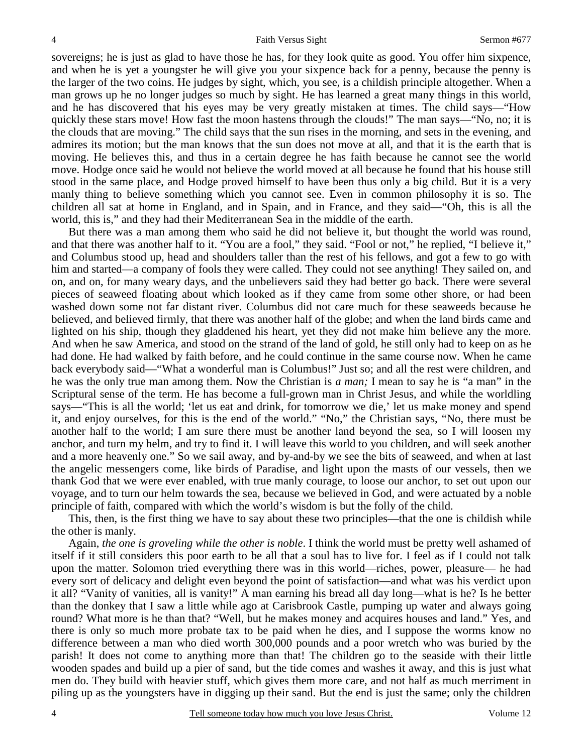sovereigns; he is just as glad to have those he has, for they look quite as good. You offer him sixpence, and when he is yet a youngster he will give you your sixpence back for a penny, because the penny is the larger of the two coins. He judges by sight, which, you see, is a childish principle altogether. When a man grows up he no longer judges so much by sight. He has learned a great many things in this world, and he has discovered that his eyes may be very greatly mistaken at times. The child says—"How quickly these stars move! How fast the moon hastens through the clouds!" The man says—"No, no; it is the clouds that are moving." The child says that the sun rises in the morning, and sets in the evening, and admires its motion; but the man knows that the sun does not move at all, and that it is the earth that is moving. He believes this, and thus in a certain degree he has faith because he cannot see the world move. Hodge once said he would not believe the world moved at all because he found that his house still stood in the same place, and Hodge proved himself to have been thus only a big child. But it is a very manly thing to believe something which you cannot see. Even in common philosophy it is so. The children all sat at home in England, and in Spain, and in France, and they said—"Oh, this is all the world, this is," and they had their Mediterranean Sea in the middle of the earth.

But there was a man among them who said he did not believe it, but thought the world was round, and that there was another half to it. "You are a fool," they said. "Fool or not," he replied, "I believe it," and Columbus stood up, head and shoulders taller than the rest of his fellows, and got a few to go with him and started—a company of fools they were called. They could not see anything! They sailed on, and on, and on, for many weary days, and the unbelievers said they had better go back. There were several pieces of seaweed floating about which looked as if they came from some other shore, or had been washed down some not far distant river. Columbus did not care much for these seaweeds because he believed, and believed firmly, that there was another half of the globe; and when the land birds came and lighted on his ship, though they gladdened his heart, yet they did not make him believe any the more. And when he saw America, and stood on the strand of the land of gold, he still only had to keep on as he had done. He had walked by faith before, and he could continue in the same course now. When he came back everybody said—"What a wonderful man is Columbus!" Just so; and all the rest were children, and he was the only true man among them. Now the Christian is *a man;* I mean to say he is "a man" in the Scriptural sense of the term. He has become a full-grown man in Christ Jesus, and while the worldling says—"This is all the world; 'let us eat and drink, for tomorrow we die,' let us make money and spend it, and enjoy ourselves, for this is the end of the world." "No," the Christian says, "No, there must be another half to the world; I am sure there must be another land beyond the sea, so I will loosen my anchor, and turn my helm, and try to find it. I will leave this world to you children, and will seek another and a more heavenly one." So we sail away, and by-and-by we see the bits of seaweed, and when at last the angelic messengers come, like birds of Paradise, and light upon the masts of our vessels, then we thank God that we were ever enabled, with true manly courage, to loose our anchor, to set out upon our voyage, and to turn our helm towards the sea, because we believed in God, and were actuated by a noble principle of faith, compared with which the world's wisdom is but the folly of the child.

This, then, is the first thing we have to say about these two principles—that the one is childish while the other is manly.

Again, *the one is groveling while the other is noble*. I think the world must be pretty well ashamed of itself if it still considers this poor earth to be all that a soul has to live for. I feel as if I could not talk upon the matter. Solomon tried everything there was in this world—riches, power, pleasure— he had every sort of delicacy and delight even beyond the point of satisfaction—and what was his verdict upon it all? "Vanity of vanities, all is vanity!" A man earning his bread all day long—what is he? Is he better than the donkey that I saw a little while ago at Carisbrook Castle, pumping up water and always going round? What more is he than that? "Well, but he makes money and acquires houses and land." Yes, and there is only so much more probate tax to be paid when he dies, and I suppose the worms know no difference between a man who died worth 300,000 pounds and a poor wretch who was buried by the parish! It does not come to anything more than that! The children go to the seaside with their little wooden spades and build up a pier of sand, but the tide comes and washes it away, and this is just what men do. They build with heavier stuff, which gives them more care, and not half as much merriment in piling up as the youngsters have in digging up their sand. But the end is just the same; only the children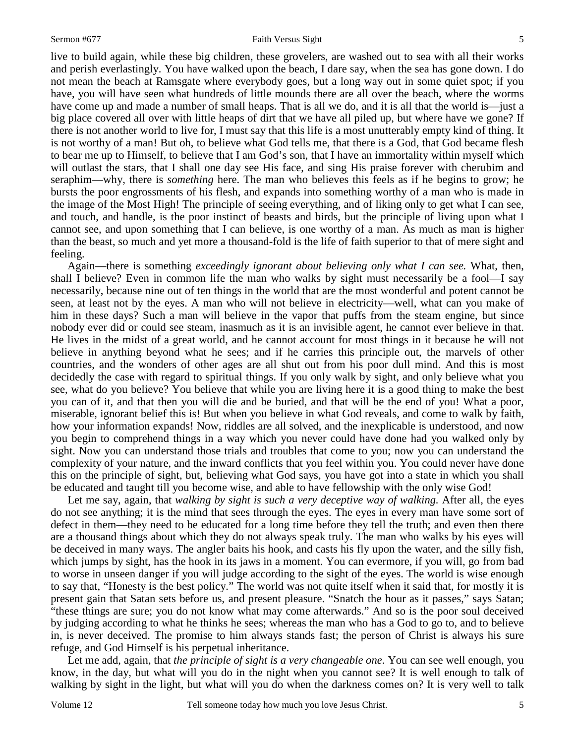live to build again, while these big children, these grovelers, are washed out to sea with all their works and perish everlastingly. You have walked upon the beach, I dare say, when the sea has gone down. I do not mean the beach at Ramsgate where everybody goes, but a long way out in some quiet spot; if you have, you will have seen what hundreds of little mounds there are all over the beach, where the worms have come up and made a number of small heaps. That is all we do, and it is all that the world is—just a big place covered all over with little heaps of dirt that we have all piled up, but where have we gone? If there is not another world to live for, I must say that this life is a most unutterably empty kind of thing. It is not worthy of a man! But oh, to believe what God tells me, that there is a God, that God became flesh to bear me up to Himself, to believe that I am God's son, that I have an immortality within myself which will outlast the stars, that I shall one day see His face, and sing His praise forever with cherubim and seraphim—why, there is *something* here. The man who believes this feels as if he begins to grow; he bursts the poor engrossments of his flesh, and expands into something worthy of a man who is made in the image of the Most High! The principle of seeing everything, and of liking only to get what I can see, and touch, and handle, is the poor instinct of beasts and birds, but the principle of living upon what I cannot see, and upon something that I can believe, is one worthy of a man. As much as man is higher than the beast, so much and yet more a thousand-fold is the life of faith superior to that of mere sight and feeling.

Again—there is something *exceedingly ignorant about believing only what I can see.* What, then, shall I believe? Even in common life the man who walks by sight must necessarily be a fool—I say necessarily, because nine out of ten things in the world that are the most wonderful and potent cannot be seen, at least not by the eyes. A man who will not believe in electricity—well, what can you make of him in these days? Such a man will believe in the vapor that puffs from the steam engine, but since nobody ever did or could see steam, inasmuch as it is an invisible agent, he cannot ever believe in that. He lives in the midst of a great world, and he cannot account for most things in it because he will not believe in anything beyond what he sees; and if he carries this principle out, the marvels of other countries, and the wonders of other ages are all shut out from his poor dull mind. And this is most decidedly the case with regard to spiritual things. If you only walk by sight, and only believe what you see, what do you believe? You believe that while you are living here it is a good thing to make the best you can of it, and that then you will die and be buried, and that will be the end of you! What a poor, miserable, ignorant belief this is! But when you believe in what God reveals, and come to walk by faith, how your information expands! Now, riddles are all solved, and the inexplicable is understood, and now you begin to comprehend things in a way which you never could have done had you walked only by sight. Now you can understand those trials and troubles that come to you; now you can understand the complexity of your nature, and the inward conflicts that you feel within you. You could never have done this on the principle of sight, but, believing what God says, you have got into a state in which you shall be educated and taught till you become wise, and able to have fellowship with the only wise God!

Let me say, again, that *walking by sight is such a very deceptive way of walking.* After all, the eyes do not see anything; it is the mind that sees through the eyes. The eyes in every man have some sort of defect in them—they need to be educated for a long time before they tell the truth; and even then there are a thousand things about which they do not always speak truly. The man who walks by his eyes will be deceived in many ways. The angler baits his hook, and casts his fly upon the water, and the silly fish, which jumps by sight, has the hook in its jaws in a moment. You can evermore, if you will, go from bad to worse in unseen danger if you will judge according to the sight of the eyes. The world is wise enough to say that, "Honesty is the best policy." The world was not quite itself when it said that, for mostly it is present gain that Satan sets before us, and present pleasure. "Snatch the hour as it passes," says Satan; "these things are sure; you do not know what may come afterwards." And so is the poor soul deceived by judging according to what he thinks he sees; whereas the man who has a God to go to, and to believe in, is never deceived. The promise to him always stands fast; the person of Christ is always his sure refuge, and God Himself is his perpetual inheritance.

Let me add, again, that *the principle of sight is a very changeable one*. You can see well enough, you know, in the day, but what will you do in the night when you cannot see? It is well enough to talk of walking by sight in the light, but what will you do when the darkness comes on? It is very well to talk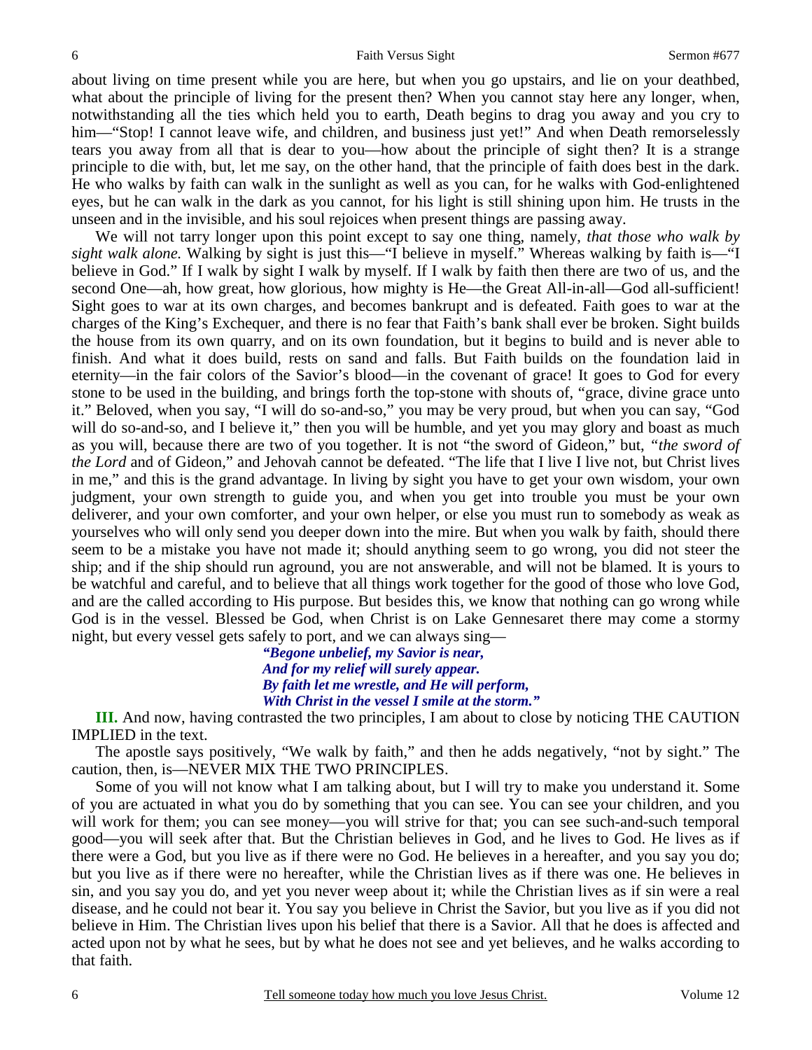about living on time present while you are here, but when you go upstairs, and lie on your deathbed, what about the principle of living for the present then? When you cannot stay here any longer, when, notwithstanding all the ties which held you to earth, Death begins to drag you away and you cry to him—"Stop! I cannot leave wife, and children, and business just yet!" And when Death remorselessly tears you away from all that is dear to you—how about the principle of sight then? It is a strange principle to die with, but, let me say, on the other hand, that the principle of faith does best in the dark. He who walks by faith can walk in the sunlight as well as you can, for he walks with God-enlightened eyes, but he can walk in the dark as you cannot, for his light is still shining upon him. He trusts in the unseen and in the invisible, and his soul rejoices when present things are passing away.

We will not tarry longer upon this point except to say one thing, namely, *that those who walk by sight walk alone.* Walking by sight is just this—"I believe in myself." Whereas walking by faith is—"I believe in God." If I walk by sight I walk by myself. If I walk by faith then there are two of us, and the second One—ah, how great, how glorious, how mighty is He—the Great All-in-all—God all-sufficient! Sight goes to war at its own charges, and becomes bankrupt and is defeated. Faith goes to war at the charges of the King's Exchequer, and there is no fear that Faith's bank shall ever be broken. Sight builds the house from its own quarry, and on its own foundation, but it begins to build and is never able to finish. And what it does build, rests on sand and falls. But Faith builds on the foundation laid in eternity—in the fair colors of the Savior's blood—in the covenant of grace! It goes to God for every stone to be used in the building, and brings forth the top-stone with shouts of, "grace, divine grace unto it." Beloved, when you say, "I will do so-and-so," you may be very proud, but when you can say, "God will do so-and-so, and I believe it," then you will be humble, and yet you may glory and boast as much as you will, because there are two of you together. It is not "the sword of Gideon," but, *"the sword of the Lord* and of Gideon," and Jehovah cannot be defeated. "The life that I live I live not, but Christ lives in me," and this is the grand advantage. In living by sight you have to get your own wisdom, your own judgment, your own strength to guide you, and when you get into trouble you must be your own deliverer, and your own comforter, and your own helper, or else you must run to somebody as weak as yourselves who will only send you deeper down into the mire. But when you walk by faith, should there seem to be a mistake you have not made it; should anything seem to go wrong, you did not steer the ship; and if the ship should run aground, you are not answerable, and will not be blamed. It is yours to be watchful and careful, and to believe that all things work together for the good of those who love God, and are the called according to His purpose. But besides this, we know that nothing can go wrong while God is in the vessel. Blessed be God, when Christ is on Lake Gennesaret there may come a stormy night, but every vessel gets safely to port, and we can always sing—

> ***"Begone unbelief, my Savior is near,***
> ***And for my relief will surely appear.***
> ***By faith let me wrestle, and He will perform,***
> ***With Christ in the vessel I smile at the storm."***

**III.** And now, having contrasted the two principles, I am about to close by noticing THE CAUTION IMPLIED in the text.

The apostle says positively, "We walk by faith," and then he adds negatively, "not by sight." The caution, then, is—NEVER MIX THE TWO PRINCIPLES.

Some of you will not know what I am talking about, but I will try to make you understand it. Some of you are actuated in what you do by something that you can see. You can see your children, and you will work for them; you can see money—you will strive for that; you can see such-and-such temporal good—you will seek after that. But the Christian believes in God, and he lives to God. He lives as if there were a God, but you live as if there were no God. He believes in a hereafter, and you say you do; but you live as if there were no hereafter, while the Christian lives as if there was one. He believes in sin, and you say you do, and yet you never weep about it; while the Christian lives as if sin were a real disease, and he could not bear it. You say you believe in Christ the Savior, but you live as if you did not believe in Him. The Christian lives upon his belief that there is a Savior. All that he does is affected and acted upon not by what he sees, but by what he does not see and yet believes, and he walks according to that faith.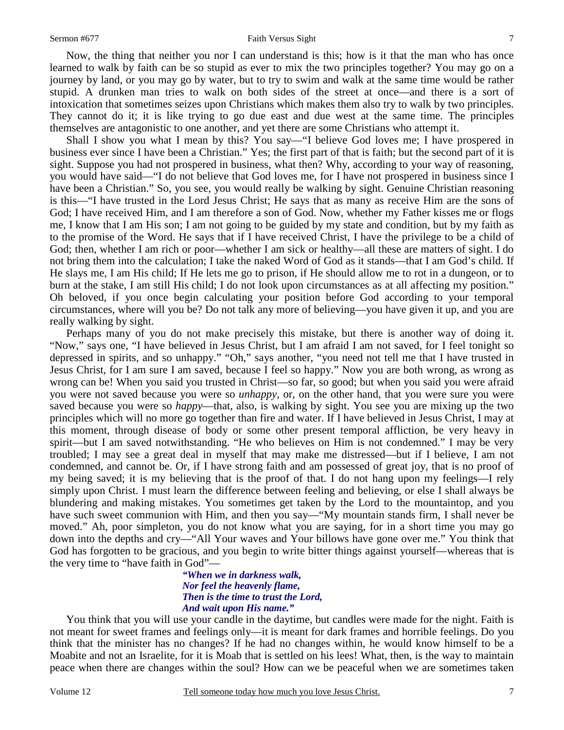Now, the thing that neither you nor I can understand is this; how is it that the man who has once learned to walk by faith can be so stupid as ever to mix the two principles together? You may go on a journey by land, or you may go by water, but to try to swim and walk at the same time would be rather stupid. A drunken man tries to walk on both sides of the street at once—and there is a sort of intoxication that sometimes seizes upon Christians which makes them also try to walk by two principles. They cannot do it; it is like trying to go due east and due west at the same time. The principles themselves are antagonistic to one another, and yet there are some Christians who attempt it.

Shall I show you what I mean by this? You say—"I believe God loves me; I have prospered in business ever since I have been a Christian." Yes; the first part of that is faith; but the second part of it is sight. Suppose you had not prospered in business, what then? Why, according to your way of reasoning, you would have said—"I do not believe that God loves me, for I have not prospered in business since I have been a Christian." So, you see, you would really be walking by sight. Genuine Christian reasoning is this—"I have trusted in the Lord Jesus Christ; He says that as many as receive Him are the sons of God; I have received Him, and I am therefore a son of God. Now, whether my Father kisses me or flogs me, I know that I am His son; I am not going to be guided by my state and condition, but by my faith as to the promise of the Word. He says that if I have received Christ, I have the privilege to be a child of God; then, whether I am rich or poor—whether I am sick or healthy—all these are matters of sight. I do not bring them into the calculation; I take the naked Word of God as it stands—that I am God's child. If He slays me, I am His child; If He lets me go to prison, if He should allow me to rot in a dungeon, or to burn at the stake, I am still His child; I do not look upon circumstances as at all affecting my position." Oh beloved, if you once begin calculating your position before God according to your temporal circumstances, where will you be? Do not talk any more of believing—you have given it up, and you are really walking by sight.

Perhaps many of you do not make precisely this mistake, but there is another way of doing it. "Now," says one, "I have believed in Jesus Christ, but I am afraid I am not saved, for I feel tonight so depressed in spirits, and so unhappy." "Oh," says another, "you need not tell me that I have trusted in Jesus Christ, for I am sure I am saved, because I feel so happy." Now you are both wrong, as wrong as wrong can be! When you said you trusted in Christ—so far, so good; but when you said you were afraid you were not saved because you were so *unhappy*, or, on the other hand, that you were sure you were saved because you were so *happy*—that, also, is walking by sight. You see you are mixing up the two principles which will no more go together than fire and water. If I have believed in Jesus Christ, I may at this moment, through disease of body or some other present temporal affliction, be very heavy in spirit—but I am saved notwithstanding. "He who believes on Him is not condemned." I may be very troubled; I may see a great deal in myself that may make me distressed—but if I believe, I am not condemned, and cannot be. Or, if I have strong faith and am possessed of great joy, that is no proof of my being saved; it is my believing that is the proof of that. I do not hang upon my feelings—I rely simply upon Christ. I must learn the difference between feeling and believing, or else I shall always be blundering and making mistakes. You sometimes get taken by the Lord to the mountaintop, and you have such sweet communion with Him, and then you say—"My mountain stands firm, I shall never be moved." Ah, poor simpleton, you do not know what you are saying, for in a short time you may go down into the depths and cry—"All Your waves and Your billows have gone over me." You think that God has forgotten to be gracious, and you begin to write bitter things against yourself—whereas that is the very time to "have faith in God"—

> *"When we in darkness walk,*
> *Nor feel the heavenly flame,*
> *Then is the time to trust the Lord,*
> *And wait upon His name."*

You think that you will use your candle in the daytime, but candles were made for the night. Faith is not meant for sweet frames and feelings only—it is meant for dark frames and horrible feelings. Do you think that the minister has no changes? If he had no changes within, he would know himself to be a Moabite and not an Israelite, for it is Moab that is settled on his lees! What, then, is the way to maintain peace when there are changes within the soul? How can we be peaceful when we are sometimes taken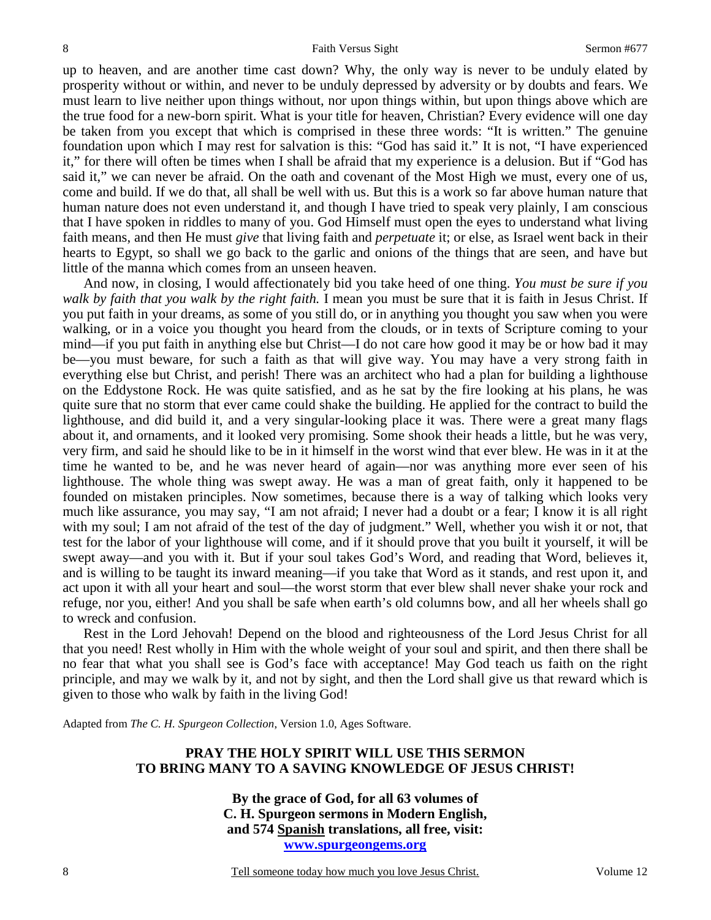up to heaven, and are another time cast down? Why, the only way is never to be unduly elated by prosperity without or within, and never to be unduly depressed by adversity or by doubts and fears. We must learn to live neither upon things without, nor upon things within, but upon things above which are the true food for a new-born spirit. What is your title for heaven, Christian? Every evidence will one day be taken from you except that which is comprised in these three words: "It is written." The genuine foundation upon which I may rest for salvation is this: "God has said it." It is not, "I have experienced it," for there will often be times when I shall be afraid that my experience is a delusion. But if "God has said it," we can never be afraid. On the oath and covenant of the Most High we must, every one of us, come and build. If we do that, all shall be well with us. But this is a work so far above human nature that human nature does not even understand it, and though I have tried to speak very plainly, I am conscious that I have spoken in riddles to many of you. God Himself must open the eyes to understand what living faith means, and then He must *give* that living faith and *perpetuate* it; or else, as Israel went back in their hearts to Egypt, so shall we go back to the garlic and onions of the things that are seen, and have but little of the manna which comes from an unseen heaven.

And now, in closing, I would affectionately bid you take heed of one thing. *You must be sure if you walk by faith that you walk by the right faith.* I mean you must be sure that it is faith in Jesus Christ. If you put faith in your dreams, as some of you still do, or in anything you thought you saw when you were walking, or in a voice you thought you heard from the clouds, or in texts of Scripture coming to your mind—if you put faith in anything else but Christ—I do not care how good it may be or how bad it may be—you must beware, for such a faith as that will give way. You may have a very strong faith in everything else but Christ, and perish! There was an architect who had a plan for building a lighthouse on the Eddystone Rock. He was quite satisfied, and as he sat by the fire looking at his plans, he was quite sure that no storm that ever came could shake the building. He applied for the contract to build the lighthouse, and did build it, and a very singular-looking place it was. There were a great many flags about it, and ornaments, and it looked very promising. Some shook their heads a little, but he was very, very firm, and said he should like to be in it himself in the worst wind that ever blew. He was in it at the time he wanted to be, and he was never heard of again—nor was anything more ever seen of his lighthouse. The whole thing was swept away. He was a man of great faith, only it happened to be founded on mistaken principles. Now sometimes, because there is a way of talking which looks very much like assurance, you may say, "I am not afraid; I never had a doubt or a fear; I know it is all right with my soul; I am not afraid of the test of the day of judgment." Well, whether you wish it or not, that test for the labor of your lighthouse will come, and if it should prove that you built it yourself, it will be swept away—and you with it. But if your soul takes God's Word, and reading that Word, believes it, and is willing to be taught its inward meaning—if you take that Word as it stands, and rest upon it, and act upon it with all your heart and soul—the worst storm that ever blew shall never shake your rock and refuge, nor you, either! And you shall be safe when earth's old columns bow, and all her wheels shall go to wreck and confusion.

Rest in the Lord Jehovah! Depend on the blood and righteousness of the Lord Jesus Christ for all that you need! Rest wholly in Him with the whole weight of your soul and spirit, and then there shall be no fear that what you shall see is God's face with acceptance! May God teach us faith on the right principle, and may we walk by it, and not by sight, and then the Lord shall give us that reward which is given to those who walk by faith in the living God!

Adapted from *The C. H. Spurgeon Collection*, Version 1.0, Ages Software.

**PRAY THE HOLY SPIRIT WILL USE THIS SERMON TO BRING MANY TO A SAVING KNOWLEDGE OF JESUS CHRIST!**

**By the grace of God, for all 63 volumes of C. H. Spurgeon sermons in Modern English, and 574 Spanish translations, all free, visit: www.spurgeongems.org**

Tell someone today how much you love Jesus Christ.